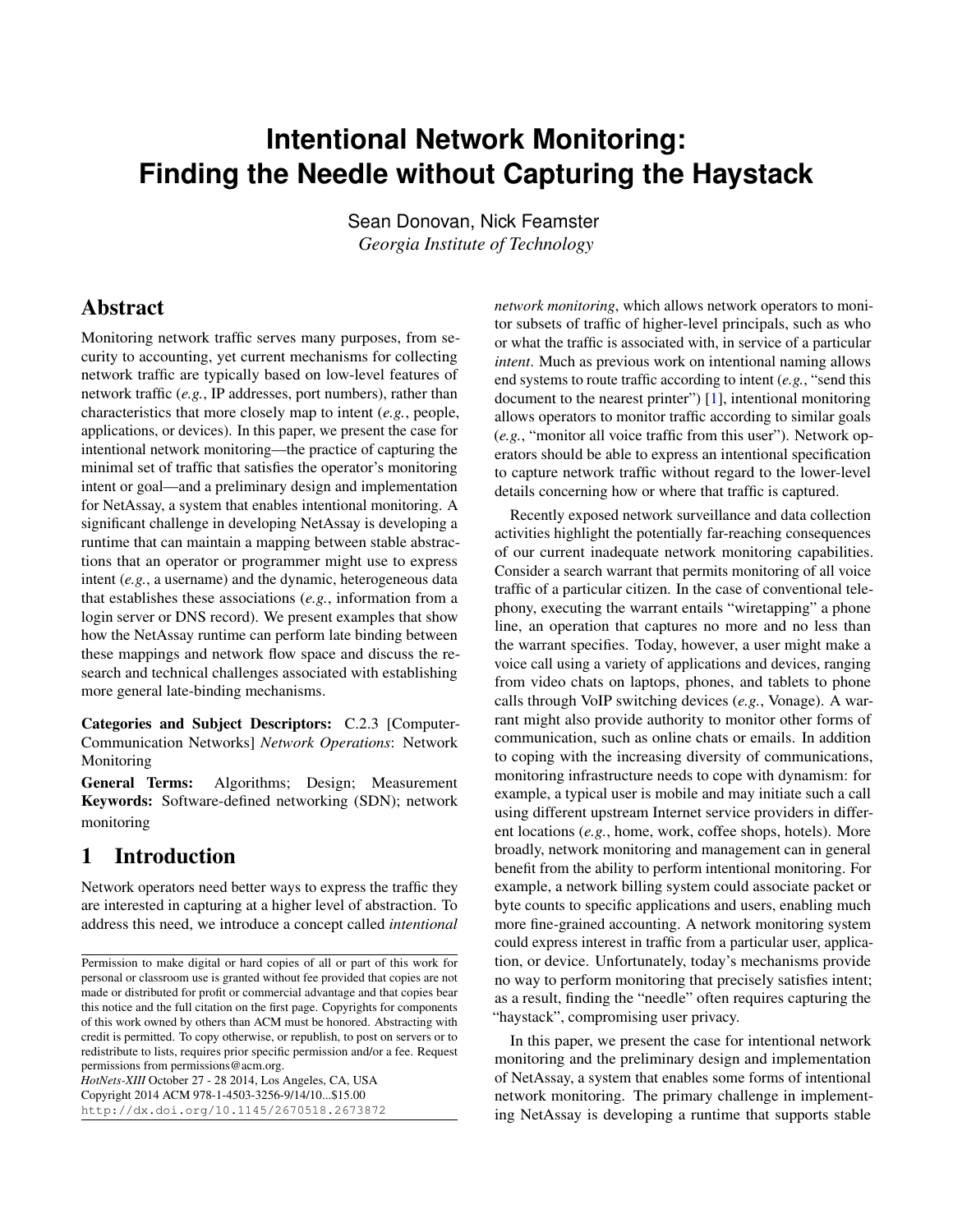# Intentional Network Monitoring: Finding the Needle without Capturing the Haystack

Sean Donovan, Nick Feamster
*Georgia Institute of Technology*

## Abstract

Monitoring network traffic serves many purposes, from security to accounting, yet current mechanisms for collecting network traffic are typically based on low-level features of network traffic (*e.g.*, IP addresses, port numbers), rather than characteristics that more closely map to intent (*e.g.*, people, applications, or devices). In this paper, we present the case for intentional network monitoring—the practice of capturing the minimal set of traffic that satisfies the operator's monitoring intent or goal—and a preliminary design and implementation for NetAssay, a system that enables intentional monitoring. A significant challenge in developing NetAssay is developing a runtime that can maintain a mapping between stable abstractions that an operator or programmer might use to express intent (*e.g.*, a username) and the dynamic, heterogeneous data that establishes these associations (*e.g.*, information from a login server or DNS record). We present examples that show how the NetAssay runtime can perform late binding between these mappings and network flow space and discuss the research and technical challenges associated with establishing more general late-binding mechanisms.

**Categories and Subject Descriptors:** C.2.3 [Computer-Communication Networks] *Network Operations*: Network Monitoring

**General Terms:** Algorithms; Design; Measurement
**Keywords:** Software-defined networking (SDN); network monitoring

## 1 Introduction

Network operators need better ways to express the traffic they are interested in capturing at a higher level of abstraction. To address this need, we introduce a concept called *intentional network monitoring*, which allows network operators to monitor subsets of traffic of higher-level principals, such as who or what the traffic is associated with, in service of a particular *intent*. Much as previous work on intentional naming allows end systems to route traffic according to intent (*e.g.*, "send this document to the nearest printer") [1], intentional monitoring allows operators to monitor traffic according to similar goals (*e.g.*, "monitor all voice traffic from this user"). Network operators should be able to express an intentional specification to capture network traffic without regard to the lower-level details concerning how or where that traffic is captured.

Recently exposed network surveillance and data collection activities highlight the potentially far-reaching consequences of our current inadequate network monitoring capabilities. Consider a search warrant that permits monitoring of all voice traffic of a particular citizen. In the case of conventional telephony, executing the warrant entails "wiretapping" a phone line, an operation that captures no more and no less than the warrant specifies. Today, however, a user might make a voice call using a variety of applications and devices, ranging from video chats on laptops, phones, and tablets to phone calls through VoIP switching devices (*e.g.*, Vonage). A warrant might also provide authority to monitor other forms of communication, such as online chats or emails. In addition to coping with the increasing diversity of communications, monitoring infrastructure needs to cope with dynamism: for example, a typical user is mobile and may initiate such a call using different upstream Internet service providers in different locations (*e.g.*, home, work, coffee shops, hotels). More broadly, network monitoring and management can in general benefit from the ability to perform intentional monitoring. For example, a network billing system could associate packet or byte counts to specific applications and users, enabling much more fine-grained accounting. A network monitoring system could express interest in traffic from a particular user, application, or device. Unfortunately, today's mechanisms provide no way to perform monitoring that precisely satisfies intent; as a result, finding the "needle" often requires capturing the "haystack", compromising user privacy.

In this paper, we present the case for intentional network monitoring and the preliminary design and implementation of NetAssay, a system that enables some forms of intentional network monitoring. The primary challenge in implementing NetAssay is developing a runtime that supports stable

Permission to make digital or hard copies of all or part of this work for personal or classroom use is granted without fee provided that copies are not made or distributed for profit or commercial advantage and that copies bear this notice and the full citation on the first page. Copyrights for components of this work owned by others than ACM must be honored. Abstracting with credit is permitted. To copy otherwise, or republish, to post on servers or to redistribute to lists, requires prior specific permission and/or a fee. Request permissions from permissions@acm.org.
*HotNets-XIII* October 27 - 28 2014, Los Angeles, CA, USA
Copyright 2014 ACM 978-1-4503-3256-9/14/10...$15.00
http://dx.doi.org/10.1145/2670518.2673872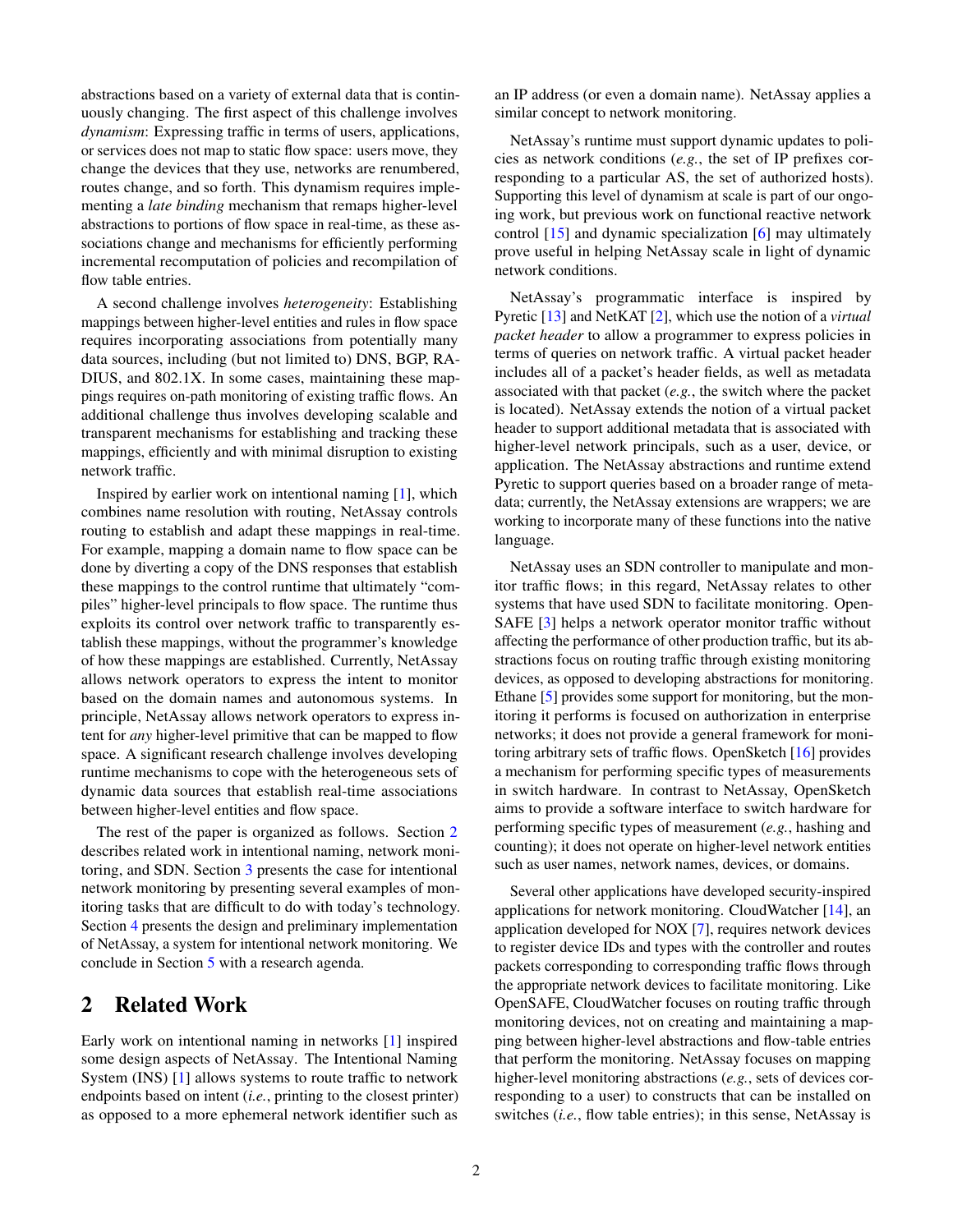abstractions based on a variety of external data that is continuously changing. The first aspect of this challenge involves *dynamism*: Expressing traffic in terms of users, applications, or services does not map to static flow space: users move, they change the devices that they use, networks are renumbered, routes change, and so forth. This dynamism requires implementing a *late binding* mechanism that remaps higher-level abstractions to portions of flow space in real-time, as these associations change and mechanisms for efficiently performing incremental recomputation of policies and recompilation of flow table entries.

A second challenge involves *heterogeneity*: Establishing mappings between higher-level entities and rules in flow space requires incorporating associations from potentially many data sources, including (but not limited to) DNS, BGP, RADIUS, and 802.1X. In some cases, maintaining these mappings requires on-path monitoring of existing traffic flows. An additional challenge thus involves developing scalable and transparent mechanisms for establishing and tracking these mappings, efficiently and with minimal disruption to existing network traffic.

Inspired by earlier work on intentional naming [1], which combines name resolution with routing, NetAssay controls routing to establish and adapt these mappings in real-time. For example, mapping a domain name to flow space can be done by diverting a copy of the DNS responses that establish these mappings to the control runtime that ultimately "compiles" higher-level principals to flow space. The runtime thus exploits its control over network traffic to transparently establish these mappings, without the programmer's knowledge of how these mappings are established. Currently, NetAssay allows network operators to express the intent to monitor based on the domain names and autonomous systems. In principle, NetAssay allows network operators to express intent for *any* higher-level primitive that can be mapped to flow space. A significant research challenge involves developing runtime mechanisms to cope with the heterogeneous sets of dynamic data sources that establish real-time associations between higher-level entities and flow space.

The rest of the paper is organized as follows. Section 2 describes related work in intentional naming, network monitoring, and SDN. Section 3 presents the case for intentional network monitoring by presenting several examples of monitoring tasks that are difficult to do with today's technology. Section 4 presents the design and preliminary implementation of NetAssay, a system for intentional network monitoring. We conclude in Section 5 with a research agenda.

## 2 Related Work

Early work on intentional naming in networks [1] inspired some design aspects of NetAssay. The Intentional Naming System (INS) [1] allows systems to route traffic to network endpoints based on intent (*i.e.*, printing to the closest printer) as opposed to a more ephemeral network identifier such as an IP address (or even a domain name). NetAssay applies a similar concept to network monitoring.

NetAssay's runtime must support dynamic updates to policies as network conditions (*e.g.*, the set of IP prefixes corresponding to a particular AS, the set of authorized hosts). Supporting this level of dynamism at scale is part of our ongoing work, but previous work on functional reactive network control [15] and dynamic specialization [6] may ultimately prove useful in helping NetAssay scale in light of dynamic network conditions.

NetAssay's programmatic interface is inspired by Pyretic [13] and NetKAT [2], which use the notion of a *virtual packet header* to allow a programmer to express policies in terms of queries on network traffic. A virtual packet header includes all of a packet's header fields, as well as metadata associated with that packet (*e.g.*, the switch where the packet is located). NetAssay extends the notion of a virtual packet header to support additional metadata that is associated with higher-level network principals, such as a user, device, or application. The NetAssay abstractions and runtime extend Pyretic to support queries based on a broader range of metadata; currently, the NetAssay extensions are wrappers; we are working to incorporate many of these functions into the native language.

NetAssay uses an SDN controller to manipulate and monitor traffic flows; in this regard, NetAssay relates to other systems that have used SDN to facilitate monitoring. OpenSAFE [3] helps a network operator monitor traffic without affecting the performance of other production traffic, but its abstractions focus on routing traffic through existing monitoring devices, as opposed to developing abstractions for monitoring. Ethane [5] provides some support for monitoring, but the monitoring it performs is focused on authorization in enterprise networks; it does not provide a general framework for monitoring arbitrary sets of traffic flows. OpenSketch [16] provides a mechanism for performing specific types of measurements in switch hardware. In contrast to NetAssay, OpenSketch aims to provide a software interface to switch hardware for performing specific types of measurement (*e.g.*, hashing and counting); it does not operate on higher-level network entities such as user names, network names, devices, or domains.

Several other applications have developed security-inspired applications for network monitoring. CloudWatcher [14], an application developed for NOX [7], requires network devices to register device IDs and types with the controller and routes packets corresponding to corresponding traffic flows through the appropriate network devices to facilitate monitoring. Like OpenSAFE, CloudWatcher focuses on routing traffic through monitoring devices, not on creating and maintaining a mapping between higher-level abstractions and flow-table entries that perform the monitoring. NetAssay focuses on mapping higher-level monitoring abstractions (*e.g.*, sets of devices corresponding to a user) to constructs that can be installed on switches (*i.e.*, flow table entries); in this sense, NetAssay is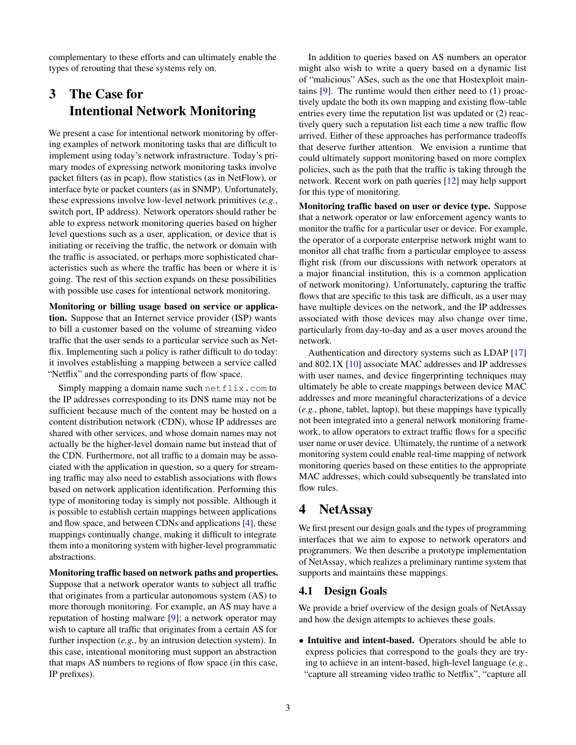complementary to these efforts and can ultimately enable the types of rerouting that these systems rely on.

# 3 The Case for Intentional Network Monitoring

We present a case for intentional network monitoring by offering examples of network monitoring tasks that are difficult to implement using today's network infrastructure. Today's primary modes of expressing network monitoring tasks involve packet filters (as in pcap), flow statistics (as in NetFlow), or interface byte or packet counters (as in SNMP). Unfortunately, these expressions involve low-level network primitives (*e.g.*, switch port, IP address). Network operators should rather be able to express network monitoring queries based on higher level questions such as a user, application, or device that is initiating or receiving the traffic, the network or domain with the traffic is associated, or perhaps more sophisticated characteristics such as where the traffic has been or where it is going. The rest of this section expands on these possibilities with possible use cases for intentional network monitoring.

**Monitoring or billing usage based on service or application.** Suppose that an Internet service provider (ISP) wants to bill a customer based on the volume of streaming video traffic that the user sends to a particular service such as Netflix. Implementing such a policy is rather difficult to do today: it involves establishing a mapping between a service called "Netflix" and the corresponding parts of flow space.

Simply mapping a domain name such `netflix.com` to the IP addresses corresponding to its DNS name may not be sufficient because much of the content may be hosted on a content distribution network (CDN), whose IP addresses are shared with other services, and whose domain names may not actually be the higher-level domain name but instead that of the CDN. Furthermore, not all traffic to a domain may be associated with the application in question, so a query for streaming traffic may also need to establish associations with flows based on network application identification. Performing this type of monitoring today is simply not possible. Although it is possible to establish certain mappings between applications and flow space, and between CDNs and applications [4], these mappings continually change, making it difficult to integrate them into a monitoring system with higher-level programmatic abstractions.

**Monitoring traffic based on network paths and properties.** Suppose that a network operator wants to subject all traffic that originates from a particular autonomous system (AS) to more thorough monitoring. For example, an AS may have a reputation of hosting malware [9]; a network operator may wish to capture all traffic that originates from a certain AS for further inspection (*e.g.*, by an intrusion detection system). In this case, intentional monitoring must support an abstraction that maps AS numbers to regions of flow space (in this case, IP prefixes).

In addition to queries based on AS numbers an operator might also wish to write a query based on a dynamic list of "malicious" ASes, such as the one that Hostexploit maintains [9]. The runtime would then either need to (1) proactively update the both its own mapping and existing flow-table entries every time the reputation list was updated or (2) reactively query such a reputation list each time a new traffic flow arrived. Either of these approaches has performance tradeoffs that deserve further attention. We envision a runtime that could ultimately support monitoring based on more complex policies, such as the path that the traffic is taking through the network. Recent work on path queries [12] may help support for this type of monitoring.

**Monitoring traffic based on user or device type.** Suppose that a network operator or law enforcement agency wants to monitor the traffic for a particular user or device. For example, the operator of a corporate enterprise network might want to monitor all chat traffic from a particular employee to assess flight risk (from our discussions with network operators at a major financial institution, this is a common application of network monitoring). Unfortunately, capturing the traffic flows that are specific to this task are difficult, as a user may have multiple devices on the network, and the IP addresses associated with those devices may also change over time, particularly from day-to-day and as a user moves around the network.

Authentication and directory systems such as LDAP [17] and 802.1X [10] associate MAC addresses and IP addresses with user names, and device fingerprinting techniques may ultimately be able to create mappings between device MAC addresses and more meaningful characterizations of a device (*e.g.*, phone, tablet, laptop), but these mappings have typically not been integrated into a general network monitoring framework, to allow operators to extract traffic flows for a specific user name or user device. Ultimately, the runtime of a network monitoring system could enable real-time mapping of network monitoring queries based on these entities to the appropriate MAC addresses, which could subsequently be translated into flow rules.

# 4 NetAssay

We first present our design goals and the types of programming interfaces that we aim to expose to network operators and programmers. We then describe a prototype implementation of NetAssay, which realizes a preliminary runtime system that supports and maintains these mappings.

## 4.1 Design Goals

We provide a brief overview of the design goals of NetAssay and how the design attempts to achieves these goals.

- **Intuitive and intent-based.** Operators should be able to express policies that correspond to the goals they are trying to achieve in an intent-based, high-level language (*e.g.*, "capture all streaming video traffic to Netflix", "capture all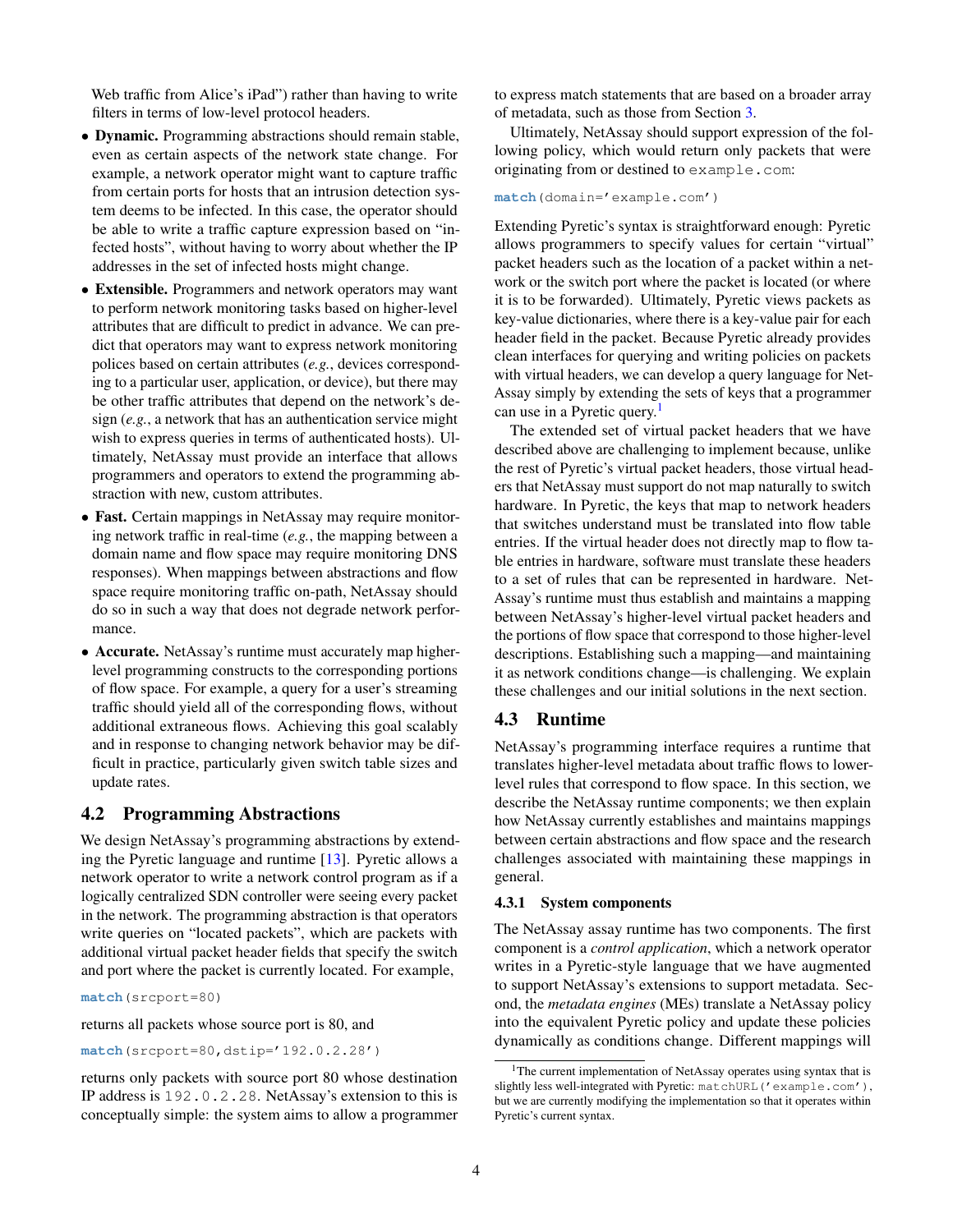Web traffic from Alice's iPad") rather than having to write filters in terms of low-level protocol headers.

- **Dynamic.** Programming abstractions should remain stable, even as certain aspects of the network state change. For example, a network operator might want to capture traffic from certain ports for hosts that an intrusion detection system deems to be infected. In this case, the operator should be able to write a traffic capture expression based on "infected hosts", without having to worry about whether the IP addresses in the set of infected hosts might change.
- **Extensible.** Programmers and network operators may want to perform network monitoring tasks based on higher-level attributes that are difficult to predict in advance. We can predict that operators may want to express network monitoring polices based on certain attributes (*e.g.*, devices corresponding to a particular user, application, or device), but there may be other traffic attributes that depend on the network's design (*e.g.*, a network that has an authentication service might wish to express queries in terms of authenticated hosts). Ultimately, NetAssay must provide an interface that allows programmers and operators to extend the programming abstraction with new, custom attributes.
- **Fast.** Certain mappings in NetAssay may require monitoring network traffic in real-time (*e.g.*, the mapping between a domain name and flow space may require monitoring DNS responses). When mappings between abstractions and flow space require monitoring traffic on-path, NetAssay should do so in such a way that does not degrade network performance.
- **Accurate.** NetAssay's runtime must accurately map higher-level programming constructs to the corresponding portions of flow space. For example, a query for a user's streaming traffic should yield all of the corresponding flows, without additional extraneous flows. Achieving this goal scalably and in response to changing network behavior may be difficult in practice, particularly given switch table sizes and update rates.

## 4.2 Programming Abstractions

We design NetAssay's programming abstractions by extending the Pyretic language and runtime [13]. Pyretic allows a network operator to write a network control program as if a logically centralized SDN controller were seeing every packet in the network. The programming abstraction is that operators write queries on "located packets", which are packets with additional virtual packet header fields that specify the switch and port where the packet is currently located. For example,

```
match(srcport=80)
```

returns all packets whose source port is 80, and

```
match(srcport=80,dstip='192.0.2.28')
```

returns only packets with source port 80 whose destination IP address is `192.0.2.28`. NetAssay's extension to this is conceptually simple: the system aims to allow a programmer to express match statements that are based on a broader array of metadata, such as those from Section 3.

Ultimately, NetAssay should support expression of the following policy, which would return only packets that were originating from or destined to `example.com`:

```
match(domain='example.com')
```

Extending Pyretic's syntax is straightforward enough: Pyretic allows programmers to specify values for certain "virtual" packet headers such as the location of a packet within a network or the switch port where the packet is located (or where it is to be forwarded). Ultimately, Pyretic views packets as key-value dictionaries, where there is a key-value pair for each header field in the packet. Because Pyretic already provides clean interfaces for querying and writing policies on packets with virtual headers, we can develop a query language for NetAssay simply by extending the sets of keys that a programmer can use in a Pyretic query.[1]

The extended set of virtual packet headers that we have described above are challenging to implement because, unlike the rest of Pyretic's virtual packet headers, those virtual headers that NetAssay must support do not map naturally to switch hardware. In Pyretic, the keys that map to network headers that switches understand must be translated into flow table entries. If the virtual header does not directly map to flow table entries in hardware, software must translate these headers to a set of rules that can be represented in hardware. NetAssay's runtime must thus establish and maintains a mapping between NetAssay's higher-level virtual packet headers and the portions of flow space that correspond to those higher-level descriptions. Establishing such a mapping—and maintaining it as network conditions change—is challenging. We explain these challenges and our initial solutions in the next section.

## 4.3 Runtime

NetAssay's programming interface requires a runtime that translates higher-level metadata about traffic flows to lower-level rules that correspond to flow space. In this section, we describe the NetAssay runtime components; we then explain how NetAssay currently establishes and maintains mappings between certain abstractions and flow space and the research challenges associated with maintaining these mappings in general.

### 4.3.1 System components

The NetAssay assay runtime has two components. The first component is a *control application*, which a network operator writes in a Pyretic-style language that we have augmented to support NetAssay's extensions to support metadata. Second, the *metadata engines* (MEs) translate a NetAssay policy into the equivalent Pyretic policy and update these policies dynamically as conditions change. Different mappings will

[1] The current implementation of NetAssay operates using syntax that is slightly less well-integrated with Pyretic: `matchURL('example.com')`, but we are currently modifying the implementation so that it operates within Pyretic's current syntax.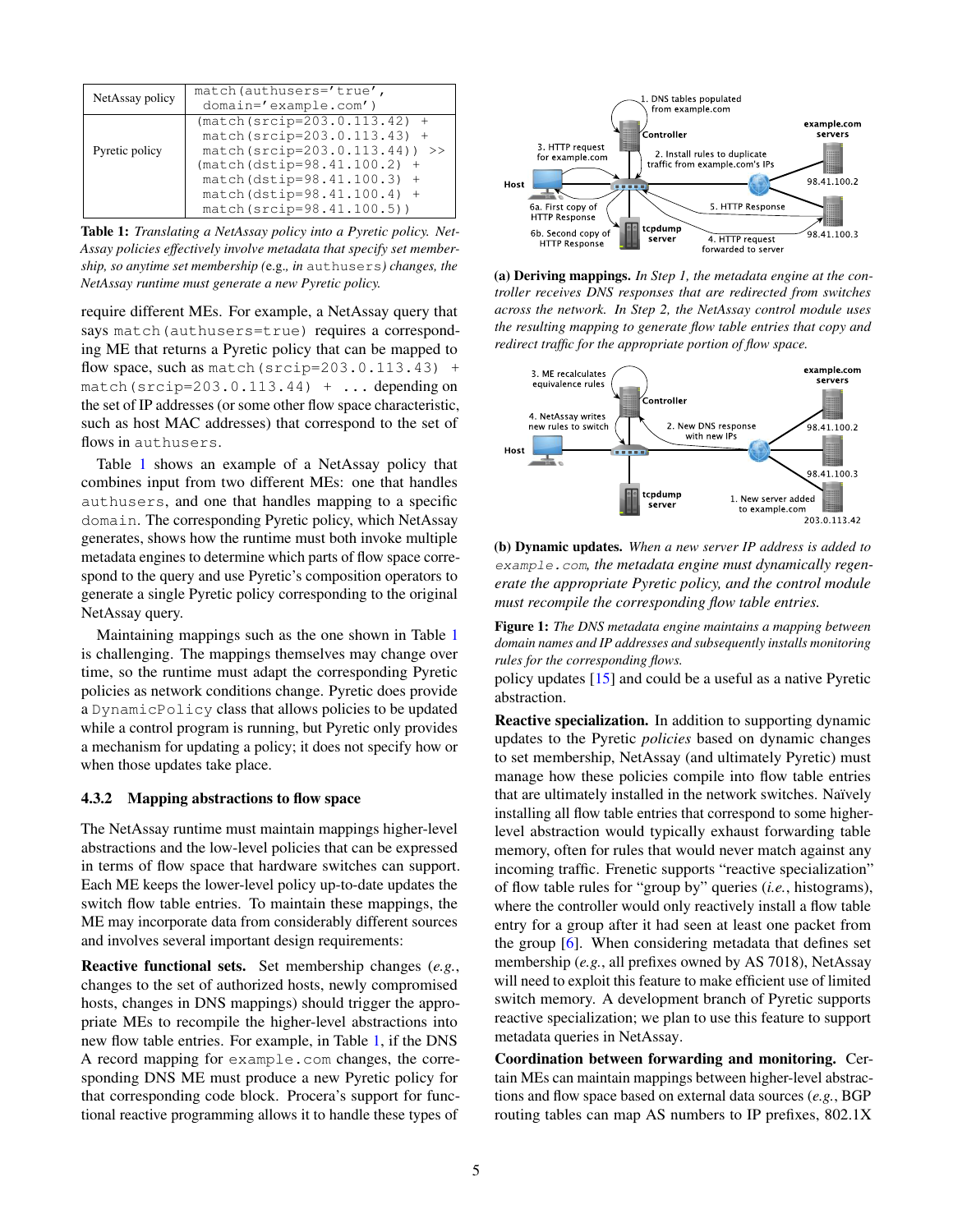| | |
|---|---|
| NetAssay policy | `match(authusers='true', domain='example.com')` |
| Pyretic policy | `(match(srcip=203.0.113.42) + match(srcip=203.0.113.43) + match(srcip=203.0.113.44)) >> (match(dstip=98.41.100.2) + match(dstip=98.41.100.3) + match(dstip=98.41.100.4) + match(srcip=98.41.100.5))` |

**Table 1:** *Translating a NetAssay policy into a Pyretic policy. NetAssay policies effectively involve metadata that specify set membership, so anytime set membership (e.g., in* `authusers`*) changes, the NetAssay runtime must generate a new Pyretic policy.*

require different MEs. For example, a NetAssay query that says `match(authusers=true)` requires a corresponding ME that returns a Pyretic policy that can be mapped to flow space, such as `match(srcip=203.0.113.43) + match(srcip=203.0.113.44) + ...` depending on the set of IP addresses (or some other flow space characteristic, such as host MAC addresses) that correspond to the set of flows in `authusers`.

Table 1 shows an example of a NetAssay policy that combines input from two different MEs: one that handles `authusers`, and one that handles mapping to a specific `domain`. The corresponding Pyretic policy, which NetAssay generates, shows how the runtime must both invoke multiple metadata engines to determine which parts of flow space correspond to the query and use Pyretic's composition operators to generate a single Pyretic policy corresponding to the original NetAssay query.

Maintaining mappings such as the one shown in Table 1 is challenging. The mappings themselves may change over time, so the runtime must adapt the corresponding Pyretic policies as network conditions change. Pyretic does provide a `DynamicPolicy` class that allows policies to be updated while a control program is running, but Pyretic only provides a mechanism for updating a policy; it does not specify how or when those updates take place.

### 4.3.2 Mapping abstractions to flow space

The NetAssay runtime must maintain mappings higher-level abstractions and the low-level policies that can be expressed in terms of flow space that hardware switches can support. Each ME keeps the lower-level policy up-to-date updates the switch flow table entries. To maintain these mappings, the ME may incorporate data from considerably different sources and involves several important design requirements:

**Reactive functional sets.** Set membership changes (*e.g.*, changes to the set of authorized hosts, newly compromised hosts, changes in DNS mappings) should trigger the appropriate MEs to recompile the higher-level abstractions into new flow table entries. For example, in Table 1, if the DNS A record mapping for `example.com` changes, the corresponding DNS ME must produce a new Pyretic policy for that corresponding code block. Procera's support for functional reactive programming allows it to handle these types of

1. DNS tables populated from example.com
Controller
example.com servers
3. HTTP request for example.com
2. Install rules to duplicate traffic from example.com's IPs
98.41.100.2
Host
5. HTTP Response
6a. First copy of HTTP Response
tcpdump server
98.41.100.3
6b. Second copy of HTTP Response
4. HTTP request forwarded to server

**(a) Deriving mappings.** *In Step 1, the metadata engine at the controller receives DNS responses that are redirected from switches across the network. In Step 2, the NetAssay control module uses the resulting mapping to generate flow table entries that copy and redirect traffic for the appropriate portion of flow space.*

3. ME recalculates equivalence rules
Controller
example.com servers
4. NetAssay writes new rules to switch
2. New DNS response with new IPs
98.41.100.2
Host
98.41.100.3
tcpdump server
1. New server added to example.com
203.0.113.42

**(b) Dynamic updates.** *When a new server IP address is added to* `example.com`*, the metadata engine must dynamically regenerate the appropriate Pyretic policy, and the control module must recompile the corresponding flow table entries.*

**Figure 1:** *The DNS metadata engine maintains a mapping between domain names and IP addresses and subsequently installs monitoring rules for the corresponding flows.*

policy updates [15] and could be a useful as a native Pyretic abstraction.

**Reactive specialization.** In addition to supporting dynamic updates to the Pyretic *policies* based on dynamic changes to set membership, NetAssay (and ultimately Pyretic) must manage how these policies compile into flow table entries that are ultimately installed in the network switches. Naïvely installing all flow table entries that correspond to some higher-level abstraction would typically exhaust forwarding table memory, often for rules that would never match against any incoming traffic. Frenetic supports "reactive specialization" of flow table rules for "group by" queries (*i.e.*, histograms), where the controller would only reactively install a flow table entry for a group after it had seen at least one packet from the group [6]. When considering metadata that defines set membership (*e.g.*, all prefixes owned by AS 7018), NetAssay will need to exploit this feature to make efficient use of limited switch memory. A development branch of Pyretic supports reactive specialization; we plan to use this feature to support metadata queries in NetAssay.

**Coordination between forwarding and monitoring.** Certain MEs can maintain mappings between higher-level abstractions and flow space based on external data sources (*e.g.*, BGP routing tables can map AS numbers to IP prefixes, 802.1X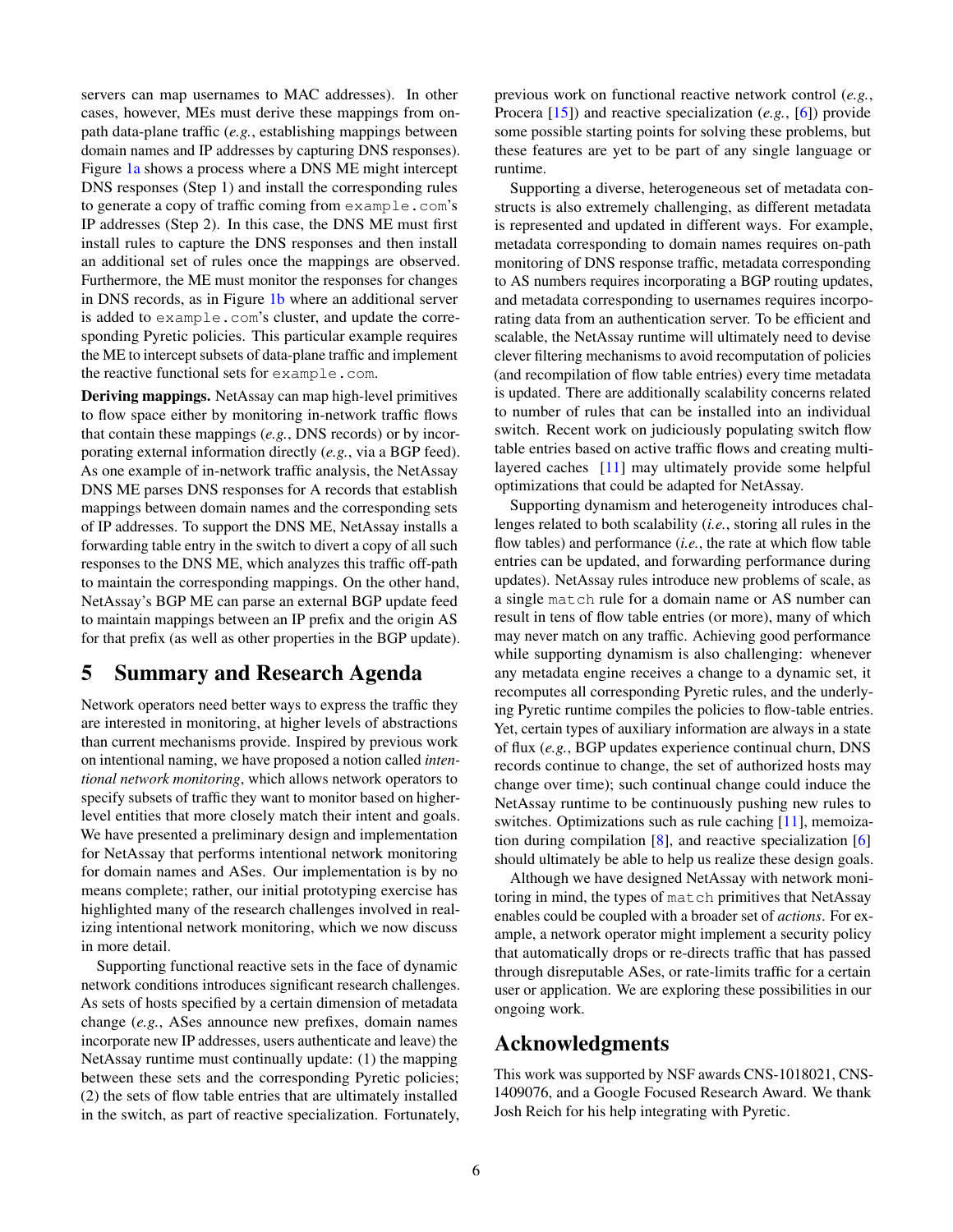servers can map usernames to MAC addresses). In other cases, however, MEs must derive these mappings from on-path data-plane traffic (*e.g.*, establishing mappings between domain names and IP addresses by capturing DNS responses). Figure 1a shows a process where a DNS ME might intercept DNS responses (Step 1) and install the corresponding rules to generate a copy of traffic coming from `example.com`'s IP addresses (Step 2). In this case, the DNS ME must first install rules to capture the DNS responses and then install an additional set of rules once the mappings are observed. Furthermore, the ME must monitor the responses for changes in DNS records, as in Figure 1b where an additional server is added to `example.com`'s cluster, and update the corresponding Pyretic policies. This particular example requires the ME to intercept subsets of data-plane traffic and implement the reactive functional sets for `example.com`.

**Deriving mappings.** NetAssay can map high-level primitives to flow space either by monitoring in-network traffic flows that contain these mappings (*e.g.*, DNS records) or by incorporating external information directly (*e.g.*, via a BGP feed). As one example of in-network traffic analysis, the NetAssay DNS ME parses DNS responses for A records that establish mappings between domain names and the corresponding sets of IP addresses. To support the DNS ME, NetAssay installs a forwarding table entry in the switch to divert a copy of all such responses to the DNS ME, which analyzes this traffic off-path to maintain the corresponding mappings. On the other hand, NetAssay's BGP ME can parse an external BGP update feed to maintain mappings between an IP prefix and the origin AS for that prefix (as well as other properties in the BGP update).

# 5 Summary and Research Agenda

Network operators need better ways to express the traffic they are interested in monitoring, at higher levels of abstractions than current mechanisms provide. Inspired by previous work on intentional naming, we have proposed a notion called *intentional network monitoring*, which allows network operators to specify subsets of traffic they want to monitor based on higher-level entities that more closely match their intent and goals. We have presented a preliminary design and implementation for NetAssay that performs intentional network monitoring for domain names and ASes. Our implementation is by no means complete; rather, our initial prototyping exercise has highlighted many of the research challenges involved in realizing intentional network monitoring, which we now discuss in more detail.

Supporting functional reactive sets in the face of dynamic network conditions introduces significant research challenges. As sets of hosts specified by a certain dimension of metadata change (*e.g.*, ASes announce new prefixes, domain names incorporate new IP addresses, users authenticate and leave) the NetAssay runtime must continually update: (1) the mapping between these sets and the corresponding Pyretic policies; (2) the sets of flow table entries that are ultimately installed in the switch, as part of reactive specialization. Fortunately, previous work on functional reactive network control (*e.g.*, Procera [15]) and reactive specialization (*e.g.*, [6]) provide some possible starting points for solving these problems, but these features are yet to be part of any single language or runtime.

Supporting a diverse, heterogeneous set of metadata constructs is also extremely challenging, as different metadata is represented and updated in different ways. For example, metadata corresponding to domain names requires on-path monitoring of DNS response traffic, metadata corresponding to AS numbers requires incorporating a BGP routing updates, and metadata corresponding to usernames requires incorporating data from an authentication server. To be efficient and scalable, the NetAssay runtime will ultimately need to devise clever filtering mechanisms to avoid recomputation of policies (and recompilation of flow table entries) every time metadata is updated. There are additionally scalability concerns related to number of rules that can be installed into an individual switch. Recent work on judiciously populating switch flow table entries based on active traffic flows and creating multi-layered caches [11] may ultimately provide some helpful optimizations that could be adapted for NetAssay.

Supporting dynamism and heterogeneity introduces challenges related to both scalability (*i.e.*, storing all rules in the flow tables) and performance (*i.e.*, the rate at which flow table entries can be updated, and forwarding performance during updates). NetAssay rules introduce new problems of scale, as a single `match` rule for a domain name or AS number can result in tens of flow table entries (or more), many of which may never match on any traffic. Achieving good performance while supporting dynamism is also challenging: whenever any metadata engine receives a change to a dynamic set, it recomputes all corresponding Pyretic rules, and the underlying Pyretic runtime compiles the policies to flow-table entries. Yet, certain types of auxiliary information are always in a state of flux (*e.g.*, BGP updates experience continual churn, DNS records continue to change, the set of authorized hosts may change over time); such continual change could induce the NetAssay runtime to be continuously pushing new rules to switches. Optimizations such as rule caching [11], memoization during compilation [8], and reactive specialization [6] should ultimately be able to help us realize these design goals.

Although we have designed NetAssay with network monitoring in mind, the types of `match` primitives that NetAssay enables could be coupled with a broader set of *actions*. For example, a network operator might implement a security policy that automatically drops or re-directs traffic that has passed through disreputable ASes, or rate-limits traffic for a certain user or application. We are exploring these possibilities in our ongoing work.

# Acknowledgments

This work was supported by NSF awards CNS-1018021, CNS-1409076, and a Google Focused Research Award. We thank Josh Reich for his help integrating with Pyretic.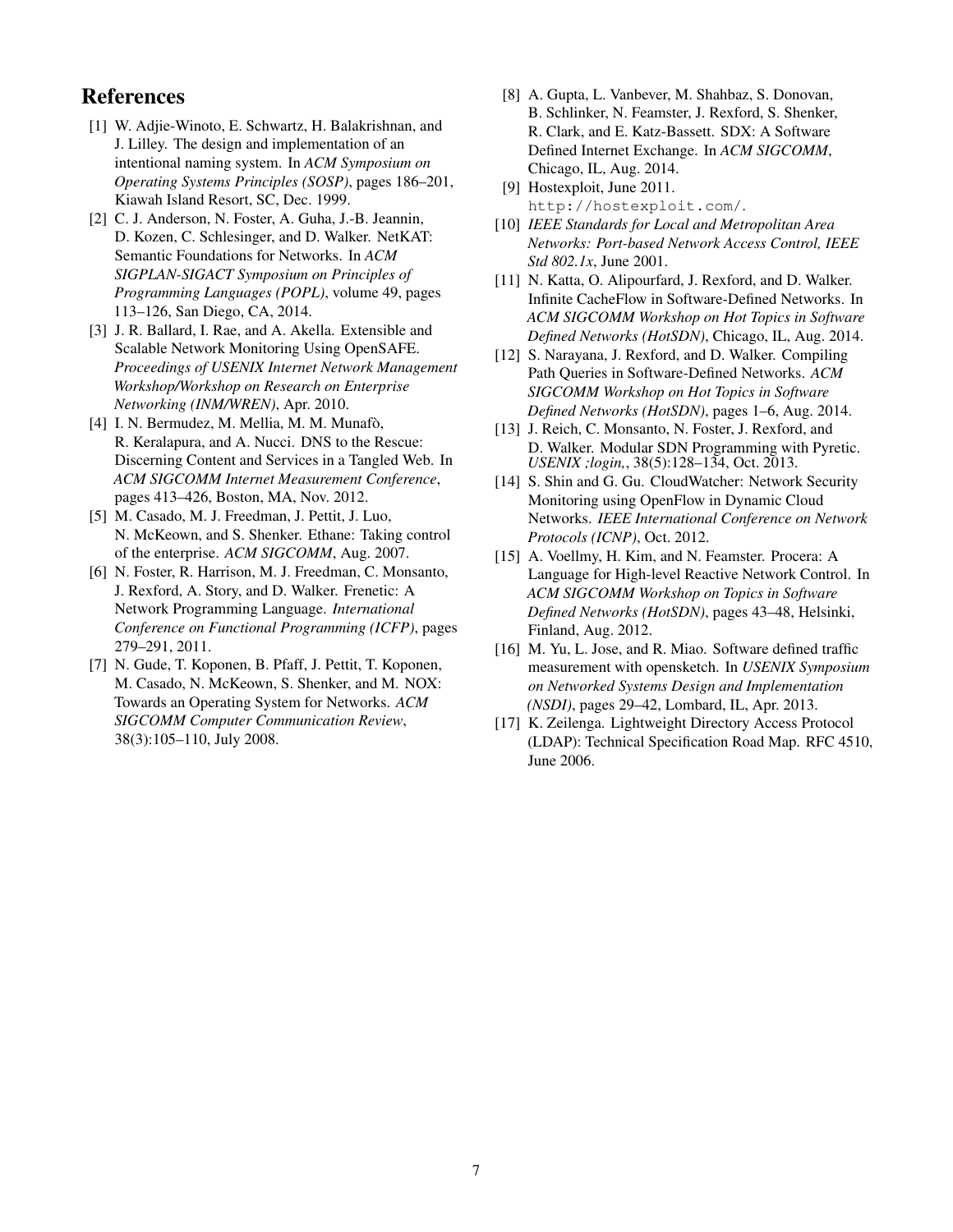## References

[1] W. Adjie-Winoto, E. Schwartz, H. Balakrishnan, and J. Lilley. The design and implementation of an intentional naming system. In *ACM Symposium on Operating Systems Principles (SOSP)*, pages 186–201, Kiawah Island Resort, SC, Dec. 1999.

[2] C. J. Anderson, N. Foster, A. Guha, J.-B. Jeannin, D. Kozen, C. Schlesinger, and D. Walker. NetKAT: Semantic Foundations for Networks. In *ACM SIGPLAN-SIGACT Symposium on Principles of Programming Languages (POPL)*, volume 49, pages 113–126, San Diego, CA, 2014.

[3] J. R. Ballard, I. Rae, and A. Akella. Extensible and Scalable Network Monitoring Using OpenSAFE. *Proceedings of USENIX Internet Network Management Workshop/Workshop on Research on Enterprise Networking (INM/WREN)*, Apr. 2010.

[4] I. N. Bermudez, M. Mellia, M. M. Munafò, R. Keralapura, and A. Nucci. DNS to the Rescue: Discerning Content and Services in a Tangled Web. In *ACM SIGCOMM Internet Measurement Conference*, pages 413–426, Boston, MA, Nov. 2012.

[5] M. Casado, M. J. Freedman, J. Pettit, J. Luo, N. McKeown, and S. Shenker. Ethane: Taking control of the enterprise. *ACM SIGCOMM*, Aug. 2007.

[6] N. Foster, R. Harrison, M. J. Freedman, C. Monsanto, J. Rexford, A. Story, and D. Walker. Frenetic: A Network Programming Language. *International Conference on Functional Programming (ICFP)*, pages 279–291, 2011.

[7] N. Gude, T. Koponen, B. Pfaff, J. Pettit, T. Koponen, M. Casado, N. McKeown, S. Shenker, and M. NOX: Towards an Operating System for Networks. *ACM SIGCOMM Computer Communication Review*, 38(3):105–110, July 2008.

[8] A. Gupta, L. Vanbever, M. Shahbaz, S. Donovan, B. Schlinker, N. Feamster, J. Rexford, S. Shenker, R. Clark, and E. Katz-Bassett. SDX: A Software Defined Internet Exchange. In *ACM SIGCOMM*, Chicago, IL, Aug. 2014.

[9] Hostexploit, June 2011. `http://hostexploit.com/`.

[10] *IEEE Standards for Local and Metropolitan Area Networks: Port-based Network Access Control, IEEE Std 802.1x*, June 2001.

[11] N. Katta, O. Alipourfard, J. Rexford, and D. Walker. Infinite CacheFlow in Software-Defined Networks. In *ACM SIGCOMM Workshop on Hot Topics in Software Defined Networks (HotSDN)*, Chicago, IL, Aug. 2014.

[12] S. Narayana, J. Rexford, and D. Walker. Compiling Path Queries in Software-Defined Networks. *ACM SIGCOMM Workshop on Hot Topics in Software Defined Networks (HotSDN)*, pages 1–6, Aug. 2014.

[13] J. Reich, C. Monsanto, N. Foster, J. Rexford, and D. Walker. Modular SDN Programming with Pyretic. *USENIX ;login,*, 38(5):128–134, Oct. 2013.

[14] S. Shin and G. Gu. CloudWatcher: Network Security Monitoring using OpenFlow in Dynamic Cloud Networks. *IEEE International Conference on Network Protocols (ICNP)*, Oct. 2012.

[15] A. Voellmy, H. Kim, and N. Feamster. Procera: A Language for High-level Reactive Network Control. In *ACM SIGCOMM Workshop on Topics in Software Defined Networks (HotSDN)*, pages 43–48, Helsinki, Finland, Aug. 2012.

[16] M. Yu, L. Jose, and R. Miao. Software defined traffic measurement with opensketch. In *USENIX Symposium on Networked Systems Design and Implementation (NSDI)*, pages 29–42, Lombard, IL, Apr. 2013.

[17] K. Zeilenga. Lightweight Directory Access Protocol (LDAP): Technical Specification Road Map. RFC 4510, June 2006.